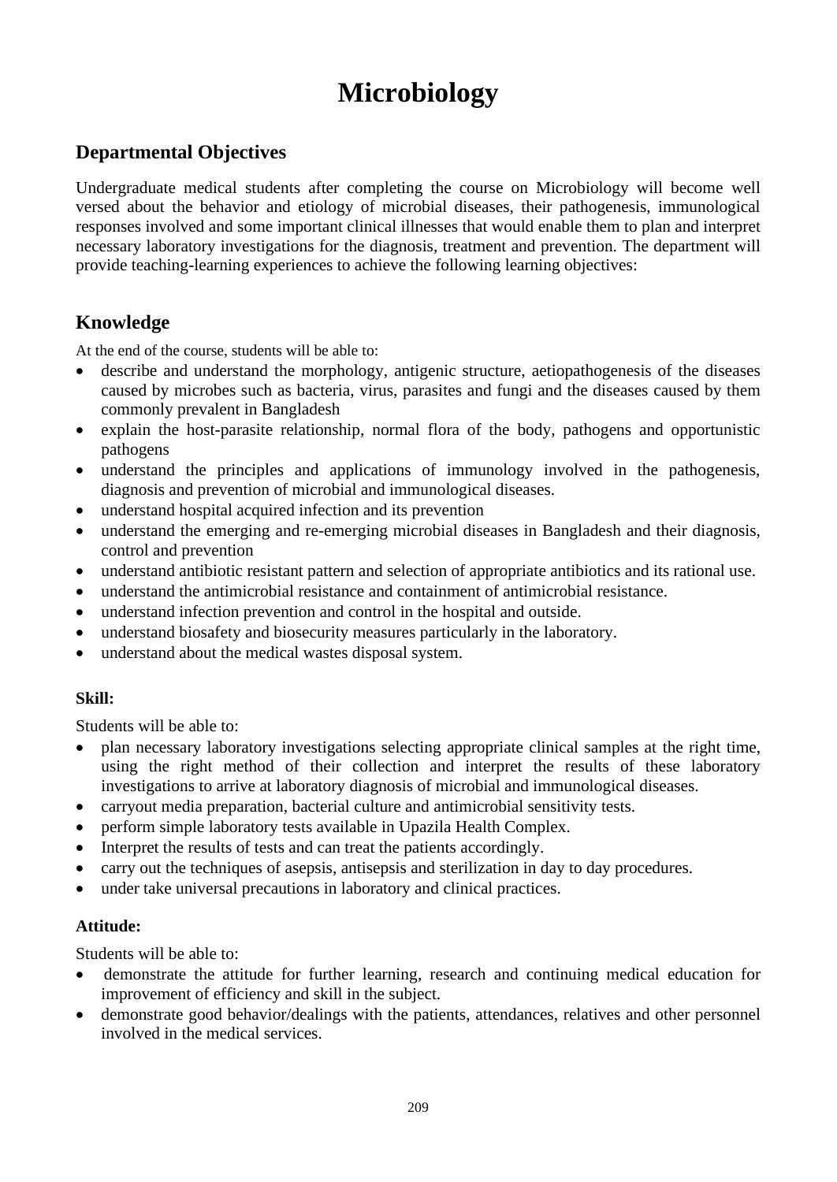# Microbiology

## Departmental Objectives

Undergraduate medical students after completing the course on Microbiology will become well versed about the behavior and etiology of microbial diseases, their pathogenesis, immunological responses involved and some important clinical illnesses that would enable them to plan and interpret necessary laboratory investigations for the diagnosis, treatment and prevention. The department will provide teaching-learning experiences to achieve the following learning objectives:

## Knowledge

At the end of the course, students will be able to:

- describe and understand the morphology, antigenic structure, aetiopathogenesis of the diseases caused by microbes such as bacteria, virus, parasites and fungi and the diseases caused by them commonly prevalent in Bangladesh
- explain the host-parasite relationship, normal flora of the body, pathogens and opportunistic pathogens
- understand the principles and applications of immunology involved in the pathogenesis, diagnosis and prevention of microbial and immunological diseases.
- understand hospital acquired infection and its prevention
- understand the emerging and re-emerging microbial diseases in Bangladesh and their diagnosis, control and prevention
- understand antibiotic resistant pattern and selection of appropriate antibiotics and its rational use.
- understand the antimicrobial resistance and containment of antimicrobial resistance.
- understand infection prevention and control in the hospital and outside.
- understand biosafety and biosecurity measures particularly in the laboratory.
- understand about the medical wastes disposal system.

### Skill:

Students will be able to:

- plan necessary laboratory investigations selecting appropriate clinical samples at the right time, using the right method of their collection and interpret the results of these laboratory investigations to arrive at laboratory diagnosis of microbial and immunological diseases.
- carryout media preparation, bacterial culture and antimicrobial sensitivity tests.
- perform simple laboratory tests available in Upazila Health Complex.
- Interpret the results of tests and can treat the patients accordingly.
- carry out the techniques of asepsis, antisepsis and sterilization in day to day procedures.
- under take universal precautions in laboratory and clinical practices.

### Attitude:

Students will be able to:

- demonstrate the attitude for further learning, research and continuing medical education for improvement of efficiency and skill in the subject.
- demonstrate good behavior/dealings with the patients, attendances, relatives and other personnel involved in the medical services.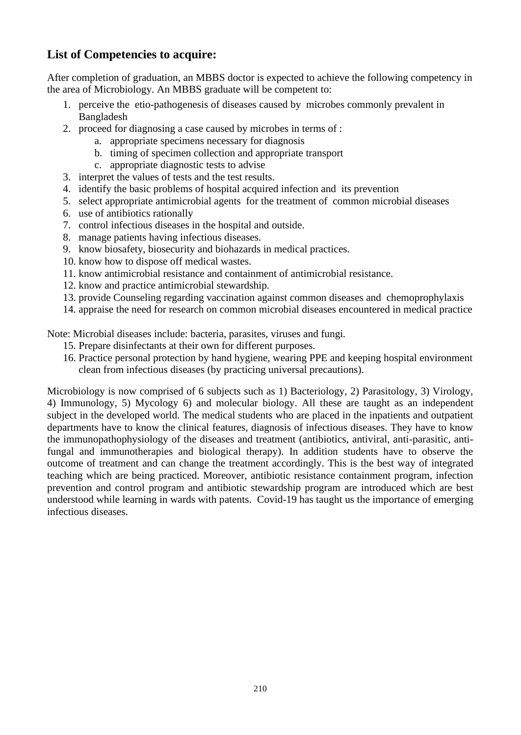## List of Competencies to acquire:

After completion of graduation, an MBBS doctor is expected to achieve the following competency in the area of Microbiology. An MBBS graduate will be competent to:

1. perceive the etio-pathogenesis of diseases caused by microbes commonly prevalent in Bangladesh
2. proceed for diagnosing a case caused by microbes in terms of :
   a. appropriate specimens necessary for diagnosis
   b. timing of specimen collection and appropriate transport
   c. appropriate diagnostic tests to advise
3. interpret the values of tests and the test results.
4. identify the basic problems of hospital acquired infection and its prevention
5. select appropriate antimicrobial agents for the treatment of common microbial diseases
6. use of antibiotics rationally
7. control infectious diseases in the hospital and outside.
8. manage patients having infectious diseases.
9. know biosafety, biosecurity and biohazards in medical practices.
10. know how to dispose off medical wastes.
11. know antimicrobial resistance and containment of antimicrobial resistance.
12. know and practice antimicrobial stewardship.
13. provide Counseling regarding vaccination against common diseases and chemoprophylaxis
14. appraise the need for research on common microbial diseases encountered in medical practice

Note: Microbial diseases include: bacteria, parasites, viruses and fungi.

15. Prepare disinfectants at their own for different purposes.
16. Practice personal protection by hand hygiene, wearing PPE and keeping hospital environment clean from infectious diseases (by practicing universal precautions).

Microbiology is now comprised of 6 subjects such as 1) Bacteriology, 2) Parasitology, 3) Virology, 4) Immunology, 5) Mycology 6) and molecular biology. All these are taught as an independent subject in the developed world. The medical students who are placed in the inpatients and outpatient departments have to know the clinical features, diagnosis of infectious diseases. They have to know the immunopathophysiology of the diseases and treatment (antibiotics, antiviral, anti-parasitic, anti-fungal and immunotherapies and biological therapy). In addition students have to observe the outcome of treatment and can change the treatment accordingly. This is the best way of integrated teaching which are being practiced. Moreover, antibiotic resistance containment program, infection prevention and control program and antibiotic stewardship program are introduced which are best understood while learning in wards with patents. Covid-19 has taught us the importance of emerging infectious diseases.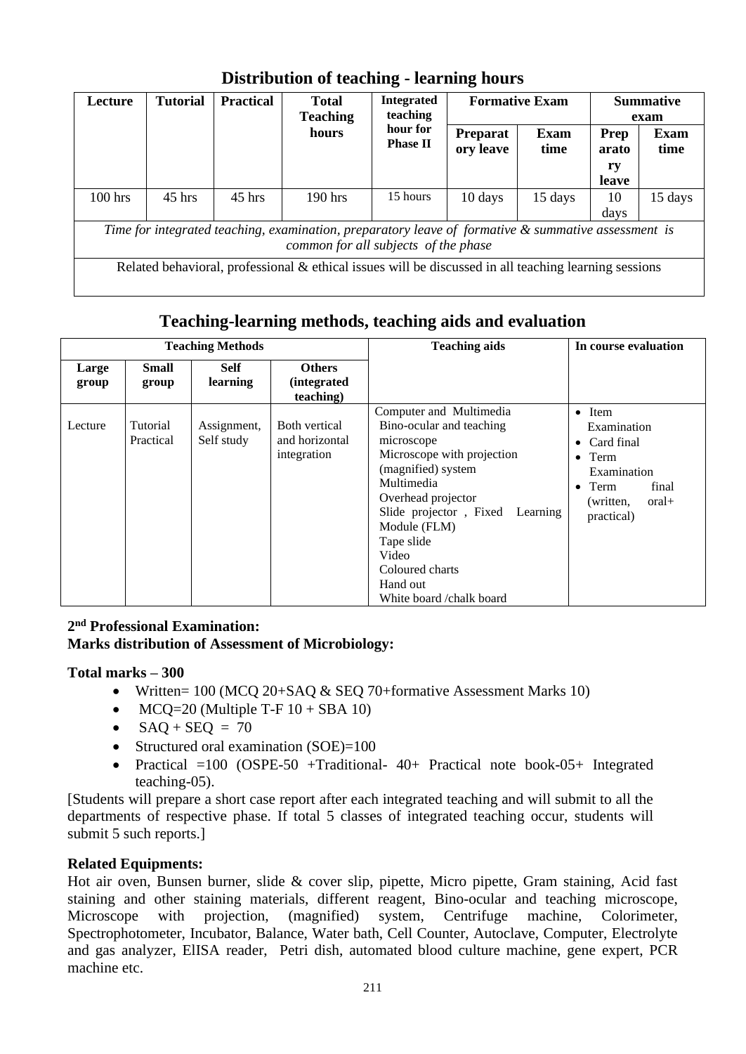## Distribution of teaching - learning hours

| Lecture | Tutorial | Practical | Total Teaching hours | Integrated teaching hour for Phase II | Formative Exam | | Summative exam | |
|---|---|---|---|---|---|---|---|---|
| | | | | | Preparatory leave | Exam time | Preparatory leave | Exam time |
| 100 hrs | 45 hrs | 45 hrs | 190 hrs | 15 hours | 10 days | 15 days | 10 days | 15 days |
| *Time for integrated teaching, examination, preparatory leave of formative & summative assessment is common for all subjects of the phase* | | | | | | | | |
| Related behavioral, professional & ethical issues will be discussed in all teaching learning sessions | | | | | | | | |

## Teaching-learning methods, teaching aids and evaluation

| Teaching Methods | | | | Teaching aids | In course evaluation |
|---|---|---|---|---|---|
| Large group | Small group | Self learning | Others (integrated teaching) | | |
| Lecture | Tutorial<br>Practical | Assignment, Self study | Both vertical and horizontal integration | Computer and Multimedia<br>Bino-ocular and teaching microscope<br>Microscope with projection (magnified) system<br>Multimedia<br>Overhead projector<br>Slide projector , Fixed Learning Module (FLM)<br>Tape slide<br>Video<br>Coloured charts<br>Hand out<br>White board /chalk board | • Item Examination<br>• Card final<br>• Term Examination<br>• Term final (written, oral+ practical) |

**2nd Professional Examination:**
**Marks distribution of Assessment of Microbiology:**

**Total marks – 300**

- Written= 100 (MCQ 20+SAQ & SEQ 70+formative Assessment Marks 10)
- MCQ=20 (Multiple T-F 10 + SBA 10)
- SAQ + SEQ = 70
- Structured oral examination (SOE)=100
- Practical =100 (OSPE-50 +Traditional- 40+ Practical note book-05+ Integrated teaching-05).

[Students will prepare a short case report after each integrated teaching and will submit to all the departments of respective phase. If total 5 classes of integrated teaching occur, students will submit 5 such reports.]

**Related Equipments:**

Hot air oven, Bunsen burner, slide & cover slip, pipette, Micro pipette, Gram staining, Acid fast staining and other staining materials, different reagent, Bino-ocular and teaching microscope, Microscope with projection, (magnified) system, Centrifuge machine, Colorimeter, Spectrophotometer, Incubator, Balance, Water bath, Cell Counter, Autoclave, Computer, Electrolyte and gas analyzer, ElISA reader, Petri dish, automated blood culture machine, gene expert, PCR machine etc.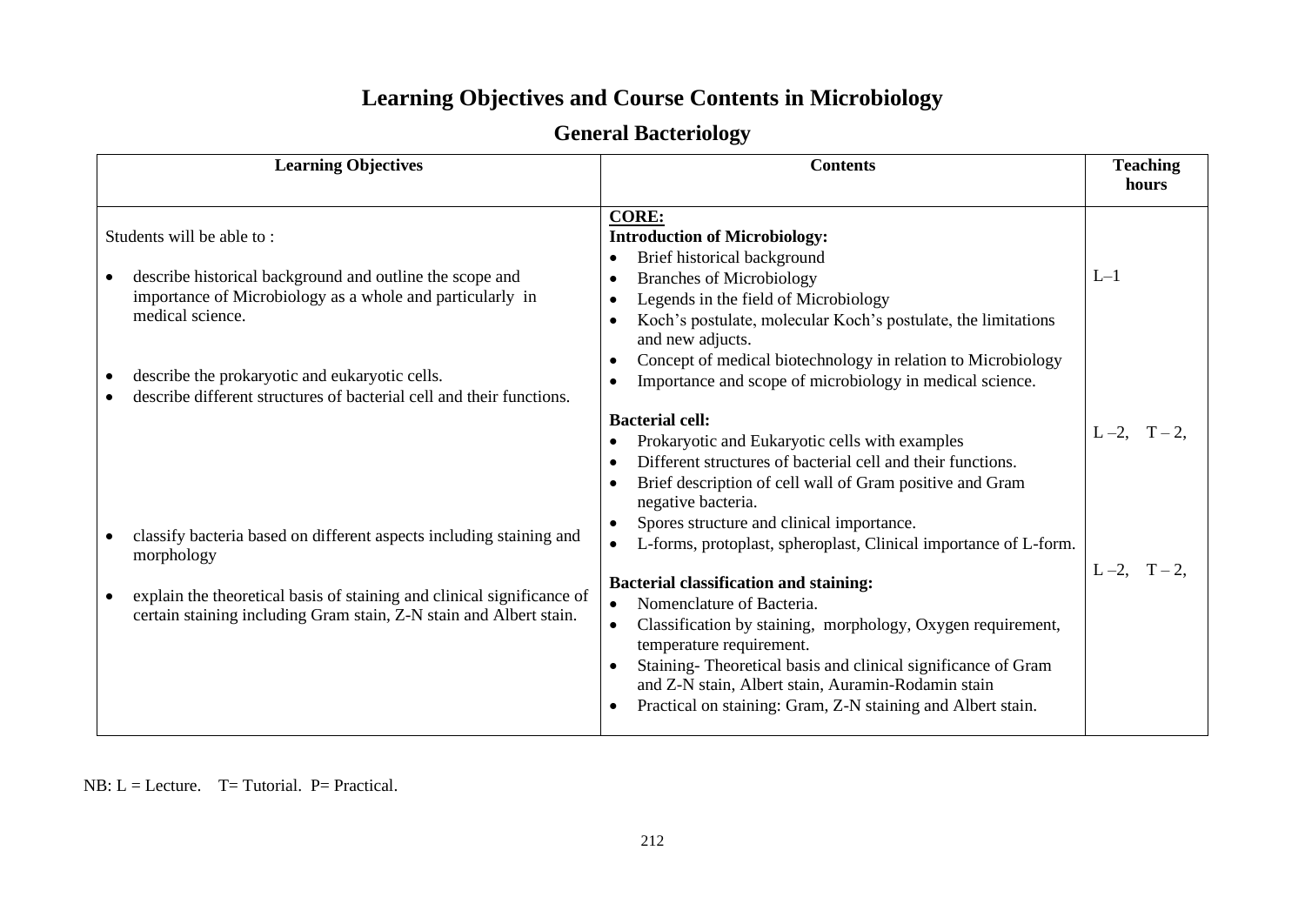# Learning Objectives and Course Contents in Microbiology

## General Bacteriology

| Learning Objectives | Contents | Teaching hours |
|---|---|---|
| Students will be able to :<br><br>• describe historical background and outline the scope and importance of Microbiology as a whole and particularly in medical science. | **CORE:**<br>**Introduction of Microbiology:**<br>• Brief historical background<br>• Branches of Microbiology<br>• Legends in the field of Microbiology<br>• Koch's postulate, molecular Koch's postulate, the limitations and new adjucts.<br>• Concept of medical biotechnology in relation to Microbiology<br>• Importance and scope of microbiology in medical science. | L–1 |
| • describe the prokaryotic and eukaryotic cells.<br>• describe different structures of bacterial cell and their functions. | **Bacterial cell:**<br>• Prokaryotic and Eukaryotic cells with examples<br>• Different structures of bacterial cell and their functions.<br>• Brief description of cell wall of Gram positive and Gram negative bacteria.<br>• Spores structure and clinical importance.<br>• L-forms, protoplast, spheroplast, Clinical importance of L-form. | L –2, T – 2, |
| • classify bacteria based on different aspects including staining and morphology<br><br>• explain the theoretical basis of staining and clinical significance of certain staining including Gram stain, Z-N stain and Albert stain. | **Bacterial classification and staining:**<br>• Nomenclature of Bacteria.<br>• Classification by staining, morphology, Oxygen requirement, temperature requirement.<br>• Staining- Theoretical basis and clinical significance of Gram and Z-N stain, Albert stain, Auramin-Rodamin stain<br>• Practical on staining: Gram, Z-N staining and Albert stain. | L –2, T – 2, |

NB: L = Lecture. T= Tutorial. P= Practical.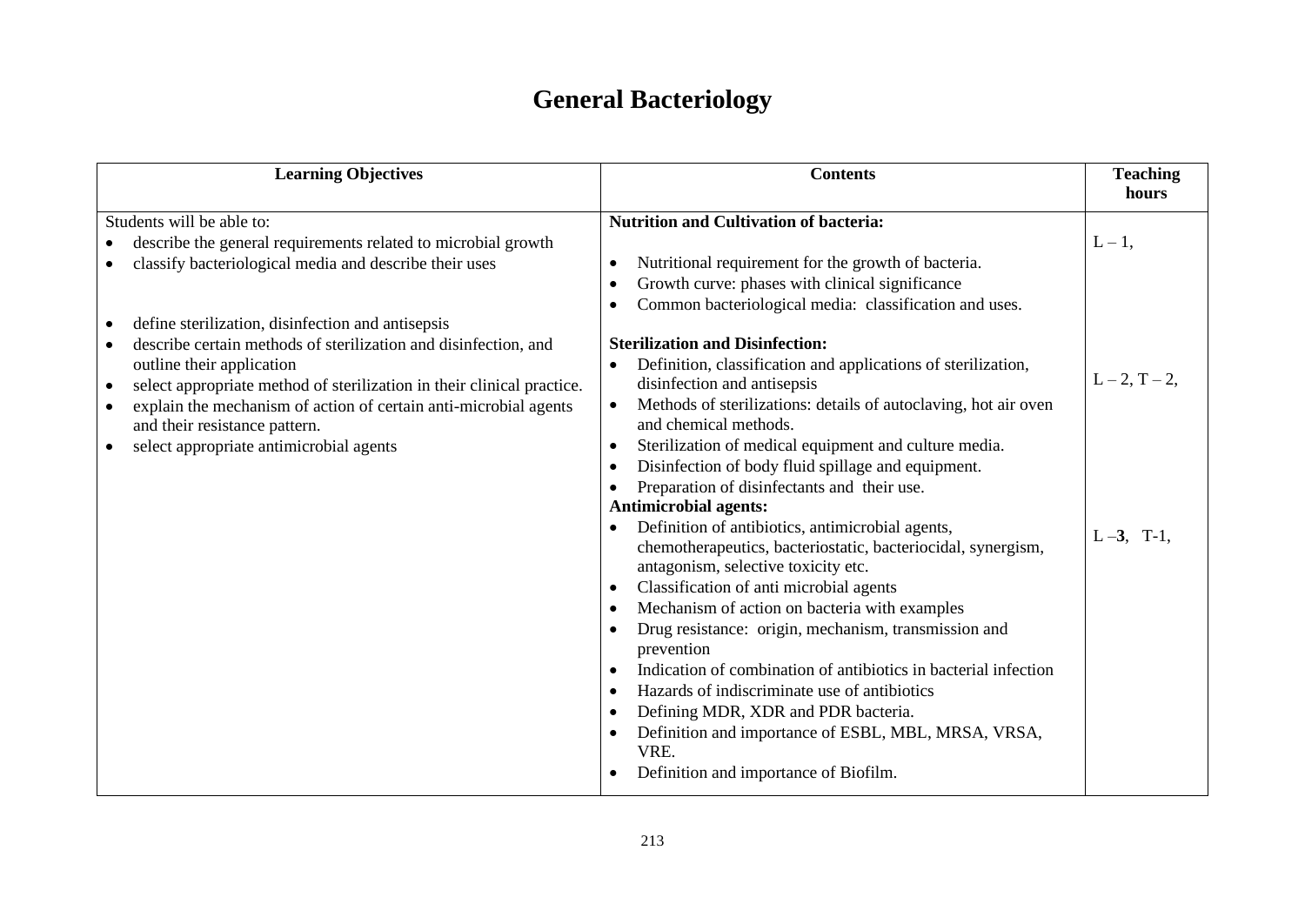# General Bacteriology

| Learning Objectives | Contents | Teaching hours |
|---|---|---|
| Students will be able to:<br>• describe the general requirements related to microbial growth<br>• classify bacteriological media and describe their uses | **Nutrition and Cultivation of bacteria:**<br>• Nutritional requirement for the growth of bacteria.<br>• Growth curve: phases with clinical significance<br>• Common bacteriological media: classification and uses. | L – 1, |
| • define sterilization, disinfection and antisepsis<br>• describe certain methods of sterilization and disinfection, and outline their application<br>• select appropriate method of sterilization in their clinical practice.<br>• explain the mechanism of action of certain anti-microbial agents and their resistance pattern.<br>• select appropriate antimicrobial agents | **Sterilization and Disinfection:**<br>• Definition, classification and applications of sterilization, disinfection and antisepsis<br>• Methods of sterilizations: details of autoclaving, hot air oven and chemical methods.<br>• Sterilization of medical equipment and culture media.<br>• Disinfection of body fluid spillage and equipment.<br>• Preparation of disinfectants and their use. | L – 2, T – 2, |
| | **Antimicrobial agents:**<br>• Definition of antibiotics, antimicrobial agents, chemotherapeutics, bacteriostatic, bacteriocidal, synergism, antagonism, selective toxicity etc.<br>• Classification of anti microbial agents<br>• Mechanism of action on bacteria with examples<br>• Drug resistance: origin, mechanism, transmission and prevention<br>• Indication of combination of antibiotics in bacterial infection<br>• Hazards of indiscriminate use of antibiotics<br>• Defining MDR, XDR and PDR bacteria.<br>• Definition and importance of ESBL, MBL, MRSA, VRSA, VRE.<br>• Definition and importance of Biofilm. | L –**3**, T-1, |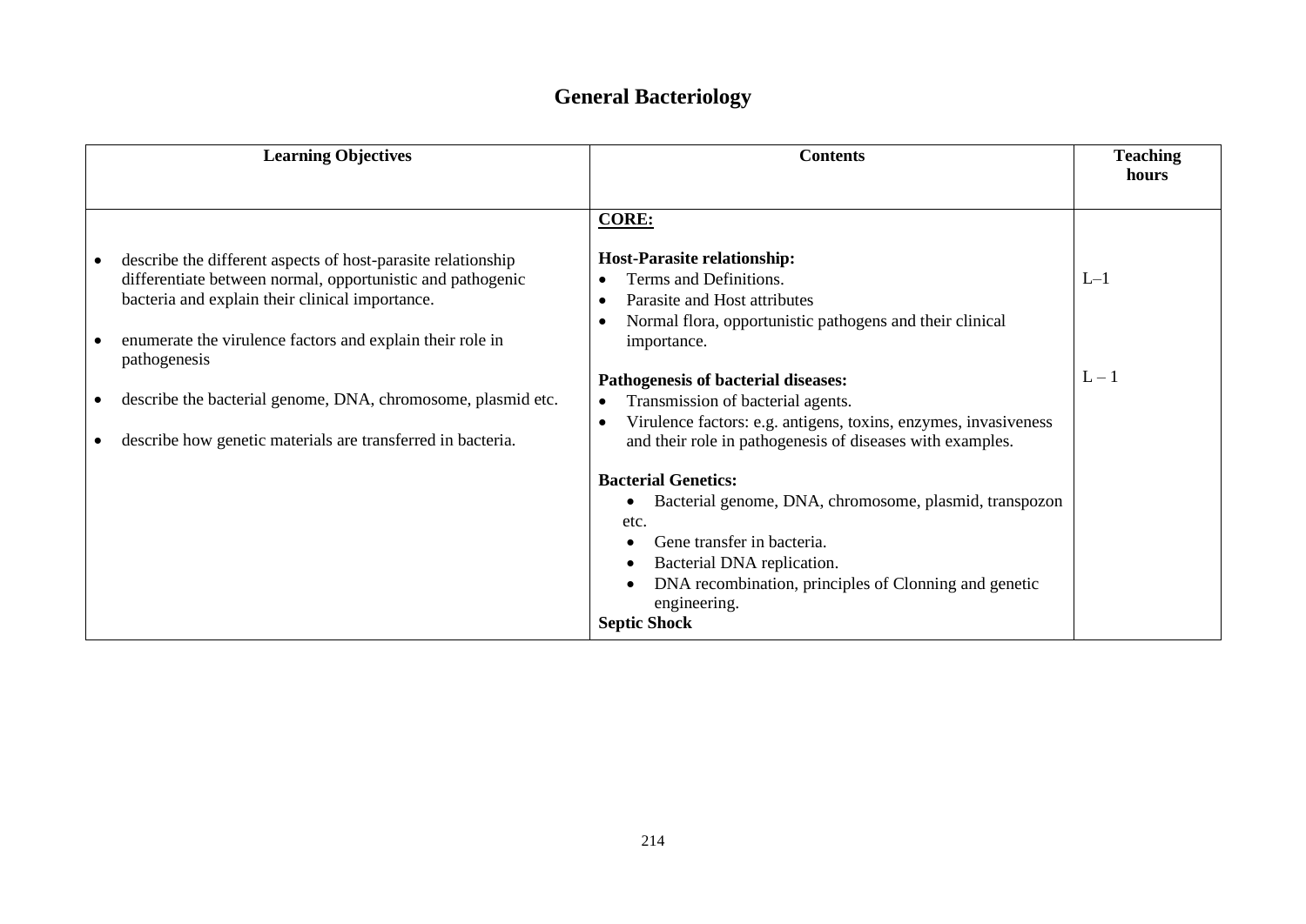# General Bacteriology

| Learning Objectives | Contents | Teaching hours |
|---|---|---|
| | **CORE:** | |
| • describe the different aspects of host-parasite relationship differentiate between normal, opportunistic and pathogenic bacteria and explain their clinical importance. | **Host-Parasite relationship:**<br>• Terms and Definitions.<br>• Parasite and Host attributes<br>• Normal flora, opportunistic pathogens and their clinical importance. | L–1 |
| • enumerate the virulence factors and explain their role in pathogenesis | **Pathogenesis of bacterial diseases:**<br>• Transmission of bacterial agents.<br>• Virulence factors: e.g. antigens, toxins, enzymes, invasiveness and their role in pathogenesis of diseases with examples. | L – 1 |
| • describe the bacterial genome, DNA, chromosome, plasmid etc.<br>• describe how genetic materials are transferred in bacteria. | **Bacterial Genetics:**<br>• Bacterial genome, DNA, chromosome, plasmid, transpozon etc.<br>• Gene transfer in bacteria.<br>• Bacterial DNA replication.<br>• DNA recombination, principles of Clonning and genetic engineering. | |
| | **Septic Shock** | |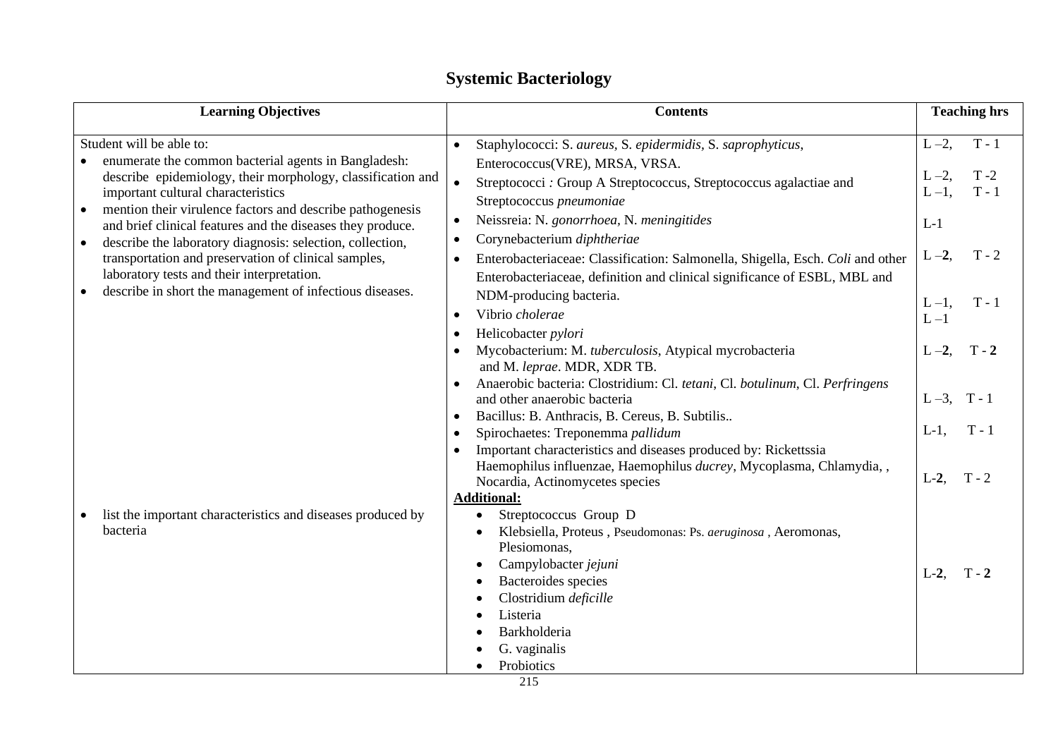# Systemic Bacteriology

| Learning Objectives | Contents | Teaching hrs |
|---|---|---|
| Student will be able to:<br>• enumerate the common bacterial agents in Bangladesh: describe epidemiology, their morphology, classification and important cultural characteristics<br>• mention their virulence factors and describe pathogenesis and brief clinical features and the diseases they produce.<br>• describe the laboratory diagnosis: selection, collection, transportation and preservation of clinical samples, laboratory tests and their interpretation.<br>• describe in short the management of infectious diseases. | • Staphylococci: S. *aureus*, S. *epidermidis*, S. *saprophyticus*, Enterococcus(VRE), MRSA, VRSA. | L –2, T - 1 |
| | • Streptococci : Group A Streptococcus, Streptococcus agalactiae and Streptococcus *pneumoniae* | L –2, T -2 |
| | • Neissreia: N. *gonorrhoea*, N. *meningitides* | L –1, T - 1 |
| | • Corynebacterium *diphtheriae* | L-1 |
| | • Enterobacteriaceae: Classification: Salmonella, Shigella, Esch. *Coli* and other Enterobacteriaceae, definition and clinical significance of ESBL, MBL and NDM-producing bacteria. | L –**2**, T - 2 |
| | • Vibrio *cholerae* | L –1, T - 1 |
| | • Helicobacter *pylori* | L –1 |
| | • Mycobacterium: M. *tuberculosis*, Atypical mycrobacteria and M. *leprae*. MDR, XDR TB. | L –**2**, T - **2** |
| | • Anaerobic bacteria: Clostridium: Cl. *tetani*, Cl. *botulinum*, Cl. *Perfringens* and other anaerobic bacteria | L –3, T - 1 |
| | • Bacillus: B. Anthracis, B. Cereus, B. Subtilis.. | |
| | • Spirochaetes: Treponemma *pallidum* | L-1, T - 1 |
| | • Important characteristics and diseases produced by: Rickettssia Haemophilus influenzae, Haemophilus *ducrey*, Mycoplasma, Chlamydia, , Nocardia, Actinomycetes species | L-**2**, T - 2 |
| • list the important characteristics and diseases produced by bacteria | **Additional:**<br>• Streptococcus Group D<br>• Klebsiella, Proteus , Pseudomonas: Ps. *aeruginosa* , Aeromonas, Plesiomonas,<br>• Campylobacter *jejuni*<br>• Bacteroides species<br>• Clostridium *deficille*<br>• Listeria<br>• Barkholderia<br>• G. vaginalis<br>• Probiotics | L-**2**, T - **2** |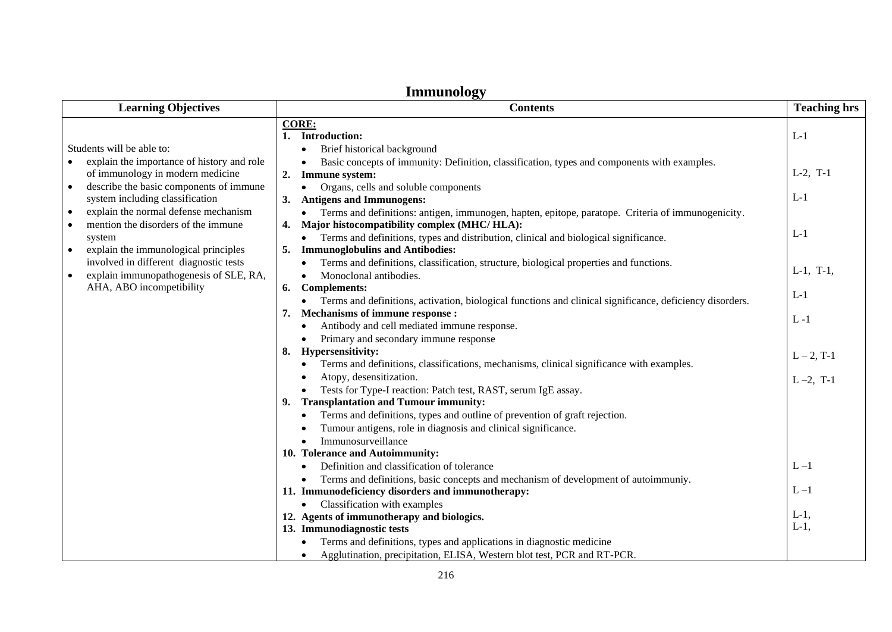# Immunology

| Learning Objectives | Contents | Teaching hrs |
|---|---|---|
| Students will be able to:<br>• explain the importance of history and role of immunology in modern medicine<br>• describe the basic components of immune system including classification<br>• explain the normal defense mechanism<br>• mention the disorders of the immune system<br>• explain the immunological principles involved in different diagnostic tests<br>• explain immunopathogenesis of SLE, RA, AHA, ABO incompetibility | **CORE:**<br>**1. Introduction:**<br>• Brief historical background<br>• Basic concepts of immunity: Definition, classification, types and components with examples.<br>**2. Immune system:**<br>• Organs, cells and soluble components<br>**3. Antigens and Immunogens:**<br>• Terms and definitions: antigen, immunogen, hapten, epitope, paratope. Criteria of immunogenicity.<br>**4. Major histocompatibility complex (MHC/ HLA):**<br>• Terms and definitions, types and distribution, clinical and biological significance.<br>**5. Immunoglobulins and Antibodies:**<br>• Terms and definitions, classification, structure, biological properties and functions.<br>• Monoclonal antibodies.<br>**6. Complements:**<br>• Terms and definitions, activation, biological functions and clinical significance, deficiency disorders.<br>**7. Mechanisms of immune response :**<br>• Antibody and cell mediated immune response.<br>• Primary and secondary immune response<br>**8. Hypersensitivity:**<br>• Terms and definitions, classifications, mechanisms, clinical significance with examples.<br>• Atopy, desensitization.<br>• Tests for Type-I reaction: Patch test, RAST, serum IgE assay.<br>**9. Transplantation and Tumour immunity:**<br>• Terms and definitions, types and outline of prevention of graft rejection.<br>• Tumour antigens, role in diagnosis and clinical significance.<br>• Immunosurveillance<br>**10. Tolerance and Autoimmunity:**<br>• Definition and classification of tolerance<br>• Terms and definitions, basic concepts and mechanism of development of autoimmuniy.<br>**11. Immunodeficiency disorders and immunotherapy:**<br>• Classification with examples<br>**12. Agents of immunotherapy and biologics.**<br>**13. Immunodiagnostic tests**<br>• Terms and definitions, types and applications in diagnostic medicine<br>• Agglutination, precipitation, ELISA, Western blot test, PCR and RT-PCR. | L-1<br>L-2, T-1<br>L-1<br>L-1<br>L-1, T-1,<br>L-1<br>L -1<br>L – 2, T-1<br>L –2, T-1<br>L –1<br>L –1<br>L-1,<br>L-1, |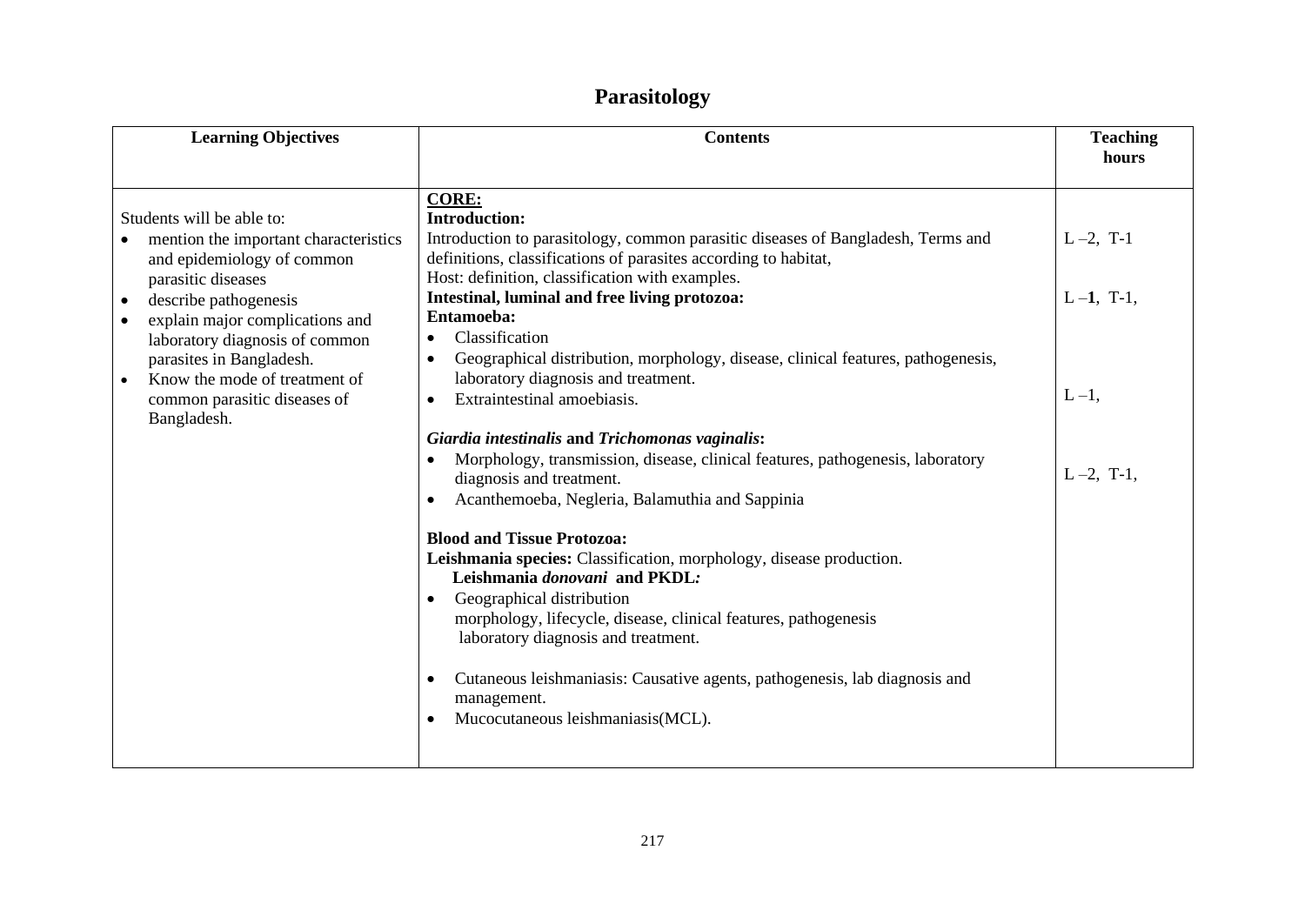# Parasitology

| Learning Objectives | Contents | Teaching hours |
|---|---|---|
| Students will be able to:<br>• mention the important characteristics and epidemiology of common parasitic diseases<br>• describe pathogenesis<br>• explain major complications and laboratory diagnosis of common parasites in Bangladesh.<br>• Know the mode of treatment of common parasitic diseases of Bangladesh. | **<u>CORE:</u>**<br>**Introduction:**<br>Introduction to parasitology, common parasitic diseases of Bangladesh, Terms and definitions, classifications of parasites according to habitat,<br>Host: definition, classification with examples. | L –2, T-1 |
| | **Intestinal, luminal and free living protozoa:**<br>**Entamoeba:**<br>• Classification<br>• Geographical distribution, morphology, disease, clinical features, pathogenesis, laboratory diagnosis and treatment. | L –**1**, T-1, |
| | • Extraintestinal amoebiasis. | L –1, |
| | ***Giardia intestinalis* and *Trichomonas vaginalis*:**<br>• Morphology, transmission, disease, clinical features, pathogenesis, laboratory diagnosis and treatment.<br>• Acanthemoeba, Neglería, Balamuthia and Sappinia | L –2, T-1, |
| | **Blood and Tissue Protozoa:**<br>**Leishmania species:** Classification, morphology, disease production.<br>**Leishmania *donovani* and PKDL*:***<br>• Geographical distribution<br>morphology, lifecycle, disease, clinical features, pathogenesis<br>laboratory diagnosis and treatment.<br>• Cutaneous leishmaniasis: Causative agents, pathogenesis, lab diagnosis and management.<br>• Mucocutaneous leishmaniasis(MCL). | |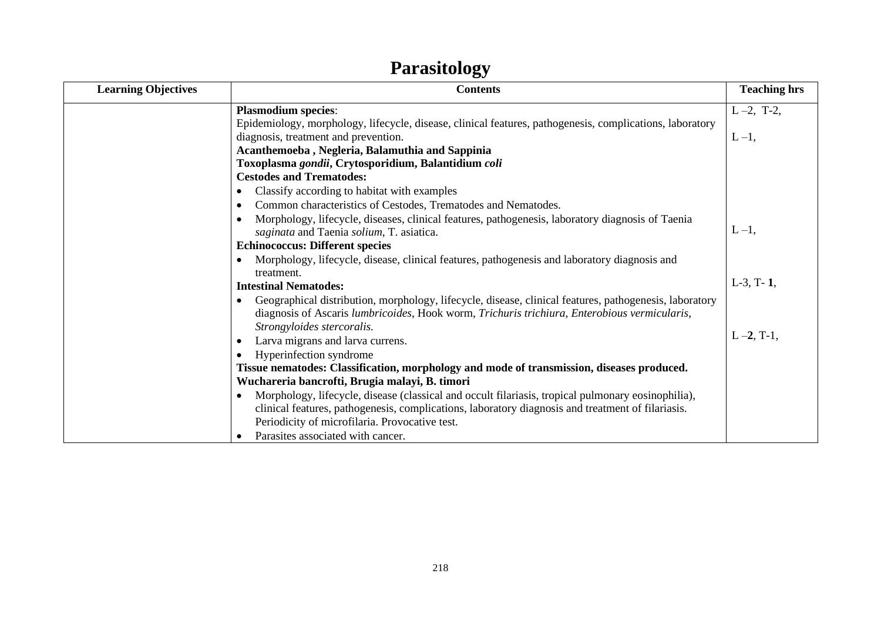# Parasitology

| Learning Objectives | Contents | Teaching hrs |
|---|---|---|
| | **Plasmodium species**:<br>Epidemiology, morphology, lifecycle, disease, clinical features, pathogenesis, complications, laboratory diagnosis, treatment and prevention.<br>**Acanthemoeba , Negleria, Balamuthia and Sappinia**<br>**Toxoplasma *gondii*, Crytosporidium, Balantidium *coli***<br>**Cestodes and Trematodes:**<br>• Classify according to habitat with examples<br>• Common characteristics of Cestodes, Trematodes and Nematodes.<br>• Morphology, lifecycle, diseases, clinical features, pathogenesis, laboratory diagnosis of Taenia *saginata* and Taenia *solium*, T. asiatica.<br>**Echinococcus: Different species**<br>• Morphology, lifecycle, disease, clinical features, pathogenesis and laboratory diagnosis and treatment.<br>**Intestinal Nematodes:**<br>• Geographical distribution, morphology, lifecycle, disease, clinical features, pathogenesis, laboratory diagnosis of Ascaris *lumbricoides*, Hook worm, *Trichuris trichiura*, *Enterobious vermicularis*, *Strongyloides stercoralis.*<br>• Larva migrans and larva currens.<br>• Hyperinfection syndrome<br>**Tissue nematodes: Classification, morphology and mode of transmission, diseases produced.**<br>**Wuchareria bancrofti, Brugia malayi, B. timori**<br>• Morphology, lifecycle, disease (classical and occult filariasis, tropical pulmonary eosinophilia), clinical features, pathogenesis, complications, laboratory diagnosis and treatment of filariasis. Periodicity of microfilaria. Provocative test.<br>• Parasites associated with cancer. | L –2, T-2,<br><br>L –1,<br><br><br><br><br><br>L –1,<br><br><br>L-3, T- **1**,<br><br><br>L –**2**, T-1, |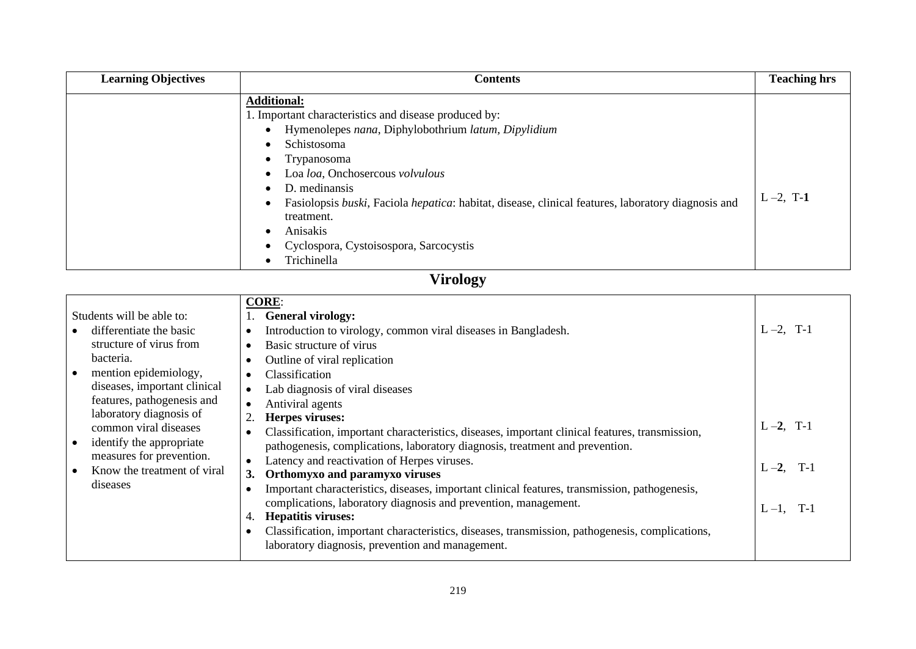| Learning Objectives | Contents | Teaching hrs |
|---|---|---|
| | **Additional:**<br>1. Important characteristics and disease produced by:<br>• Hymenolepes *nana*, Diphylobothrium *latum, Dipylidium*<br>• Schistosoma<br>• Trypanosoma<br>• Loa *loa*, Onchosercous *volvulous*<br>• D. medinansis<br>• Fasiolopsis *buski*, Faciola *hepatica*: habitat, disease, clinical features, laboratory diagnosis and treatment.<br>• Anisakis<br>• Cyclospora, Cystoisospora, Sarcocystis<br>• Trichinella | L –2, T-**1** |

# Virology

| Learning Objectives | Contents | Teaching hrs |
|---|---|---|
| Students will be able to:<br>• differentiate the basic structure of virus from bacteria.<br>• mention epidemiology, diseases, important clinical features, pathogenesis and laboratory diagnosis of common viral diseases<br>• identify the appropriate measures for prevention.<br>• Know the treatment of viral diseases | **CORE**:<br>1. **General virology:**<br>• Introduction to virology, common viral diseases in Bangladesh.<br>• Basic structure of virus<br>• Outline of viral replication<br>• Classification<br>• Lab diagnosis of viral diseases<br>• Antiviral agents | L –2, T-1 |
| | 2. **Herpes viruses:**<br>• Classification, important characteristics, diseases, important clinical features, transmission, pathogenesis, complications, laboratory diagnosis, treatment and prevention.<br>• Latency and reactivation of Herpes viruses. | L –**2**, T-1 |
| | **3. Orthomyxo and paramyxo viruses**<br>• Important characteristics, diseases, important clinical features, transmission, pathogenesis, complications, laboratory diagnosis and prevention, management. | L –**2**, T-1 |
| | 4. **Hepatitis viruses:**<br>• Classification, important characteristics, diseases, transmission, pathogenesis, complications, laboratory diagnosis, prevention and management. | L –1, T-1 |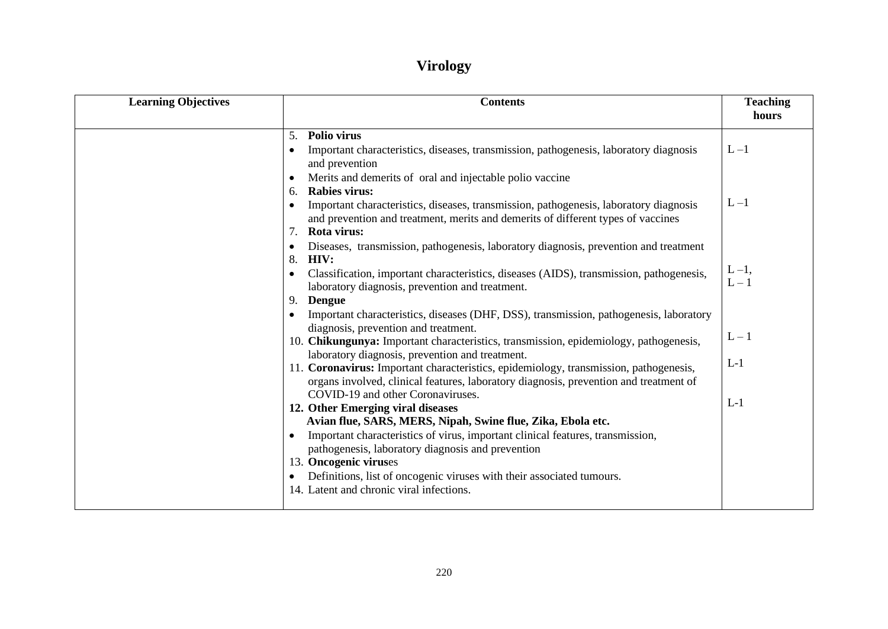# Virology

| Learning Objectives | Contents | Teaching hours |
|---|---|---|
| | 5. **Polio virus**<br>• Important characteristics, diseases, transmission, pathogenesis, laboratory diagnosis and prevention<br>• Merits and demerits of oral and injectable polio vaccine | L –1 |
| | 6. **Rabies virus:**<br>• Important characteristics, diseases, transmission, pathogenesis, laboratory diagnosis and prevention and treatment, merits and demerits of different types of vaccines | L –1 |
| | 7. **Rota virus:**<br>• Diseases, transmission, pathogenesis, laboratory diagnosis, prevention and treatment | |
| | 8. **HIV:**<br>• Classification, important characteristics, diseases (AIDS), transmission, pathogenesis, laboratory diagnosis, prevention and treatment. | L –1,<br>L – 1 |
| | 9. **Dengue**<br>• Important characteristics, diseases (DHF, DSS), transmission, pathogenesis, laboratory diagnosis, prevention and treatment. | |
| | 10. **Chikungunya:** Important characteristics, transmission, epidemiology, pathogenesis, laboratory diagnosis, prevention and treatment. | L – 1 |
| | 11. **Coronavirus:** Important characteristics, epidemiology, transmission, pathogenesis, organs involved, clinical features, laboratory diagnosis, prevention and treatment of COVID-19 and other Coronaviruses. | L-1 |
| | 12. **Other Emerging viral diseases**<br>**Avian flue, SARS, MERS, Nipah, Swine flue, Zika, Ebola etc.**<br>• Important characteristics of virus, important clinical features, transmission, pathogenesis, laboratory diagnosis and prevention | L-1 |
| | 13. **Oncogenic virus**es<br>• Definitions, list of oncogenic viruses with their associated tumours. | |
| | 14. Latent and chronic viral infections. | |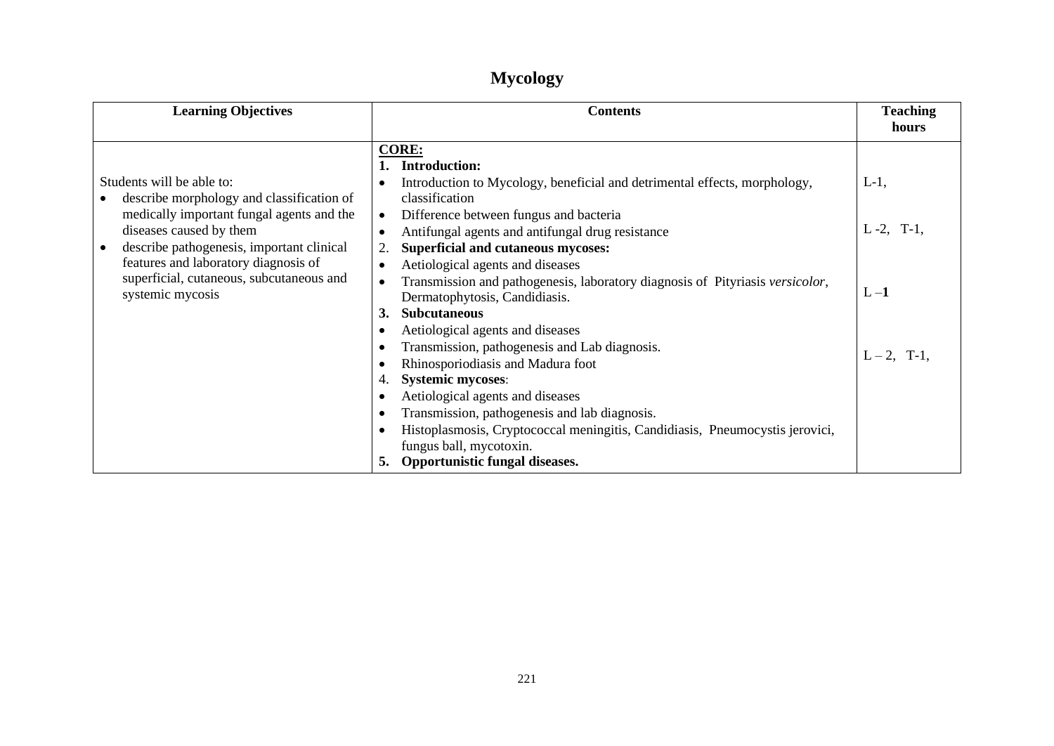# Mycology

| Learning Objectives | Contents | Teaching hours |
|---|---|---|
| Students will be able to:<br>• describe morphology and classification of medically important fungal agents and the diseases caused by them<br>• describe pathogenesis, important clinical features and laboratory diagnosis of superficial, cutaneous, subcutaneous and systemic mycosis | **CORE:**<br>**1. Introduction:**<br>• Introduction to Mycology, beneficial and detrimental effects, morphology, classification<br>• Difference between fungus and bacteria<br>• Antifungal agents and antifungal drug resistance<br>**2. Superficial and cutaneous mycoses:**<br>• Aetiological agents and diseases<br>• Transmission and pathogenesis, laboratory diagnosis of Pityriasis *versicolor*, Dermatophytosis, Candidiasis.<br>**3. Subcutaneous**<br>• Aetiological agents and diseases<br>• Transmission, pathogenesis and Lab diagnosis.<br>• Rhinosporiodiasis and Madura foot<br>**4. Systemic mycoses**:<br>• Aetiological agents and diseases<br>• Transmission, pathogenesis and lab diagnosis.<br>• Histoplasmosis, Cryptococcal meningitis, Candidiasis, Pneumocystis jerovici, fungus ball, mycotoxin.<br>**5. Opportunistic fungal diseases.** | L-1,<br><br>L -2, T-1,<br><br>L –**1**<br><br>L – 2, T-1, |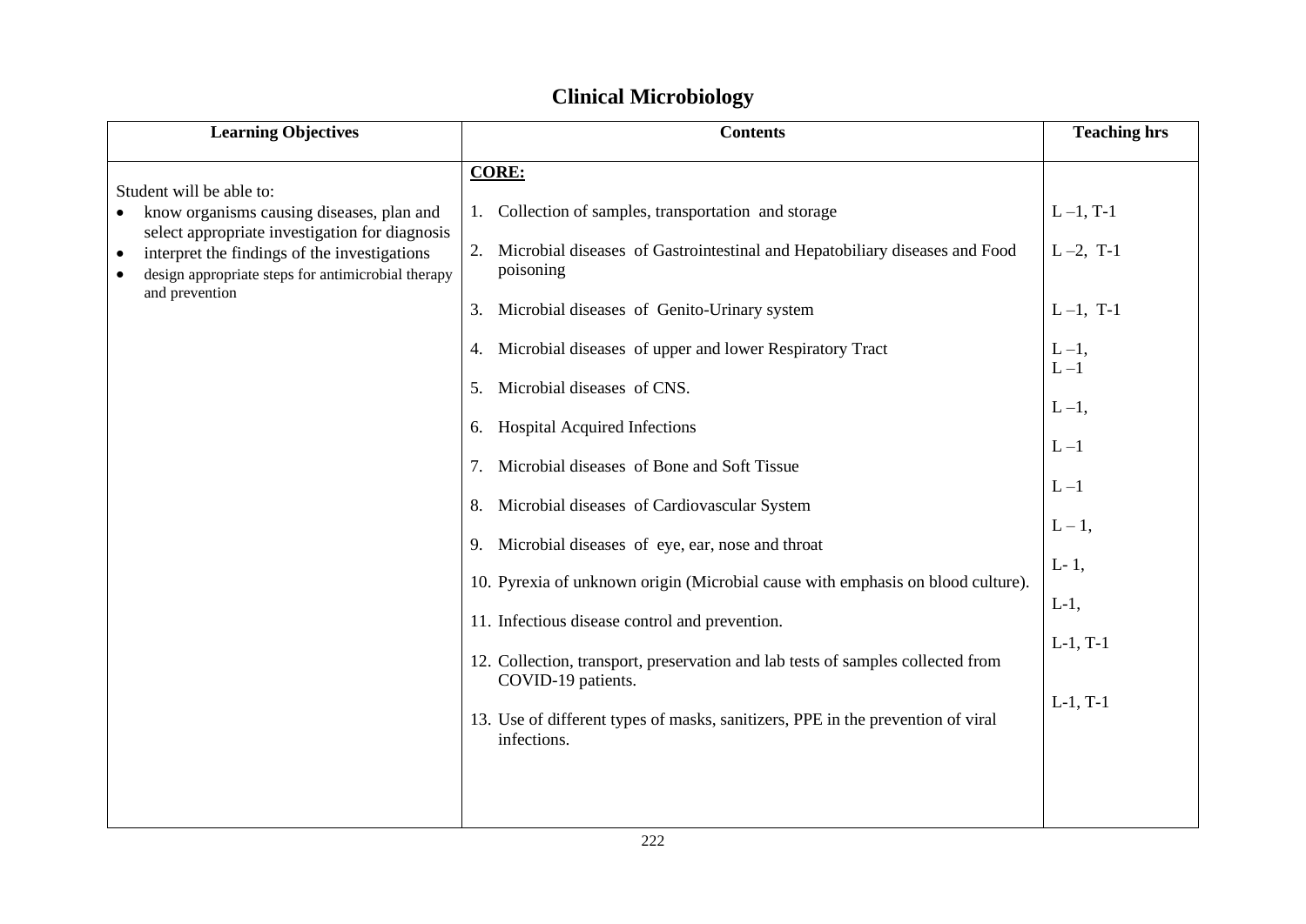# Clinical Microbiology

| Learning Objectives | Contents | Teaching hrs |
|---|---|---|
| Student will be able to:<br>• know organisms causing diseases, plan and select appropriate investigation for diagnosis<br>• interpret the findings of the investigations<br>• design appropriate steps for antimicrobial therapy and prevention | **CORE:** | |
| | 1. Collection of samples, transportation and storage | L –1, T-1 |
| | 2. Microbial diseases of Gastrointestinal and Hepatobiliary diseases and Food poisoning | L –2, T-1 |
| | 3. Microbial diseases of Genito-Urinary system | L –1, T-1 |
| | 4. Microbial diseases of upper and lower Respiratory Tract | L –1, |
| | 5. Microbial diseases of CNS. | L –1 |
| | 6. Hospital Acquired Infections | L –1, |
| | 7. Microbial diseases of Bone and Soft Tissue | L –1 |
| | 8. Microbial diseases of Cardiovascular System | L –1 |
| | 9. Microbial diseases of eye, ear, nose and throat | L – 1, |
| | 10. Pyrexia of unknown origin (Microbial cause with emphasis on blood culture). | L- 1, |
| | 11. Infectious disease control and prevention. | L-1, |
| | 12. Collection, transport, preservation and lab tests of samples collected from COVID-19 patients. | L-1, T-1 |
| | 13. Use of different types of masks, sanitizers, PPE in the prevention of viral infections. | L-1, T-1 |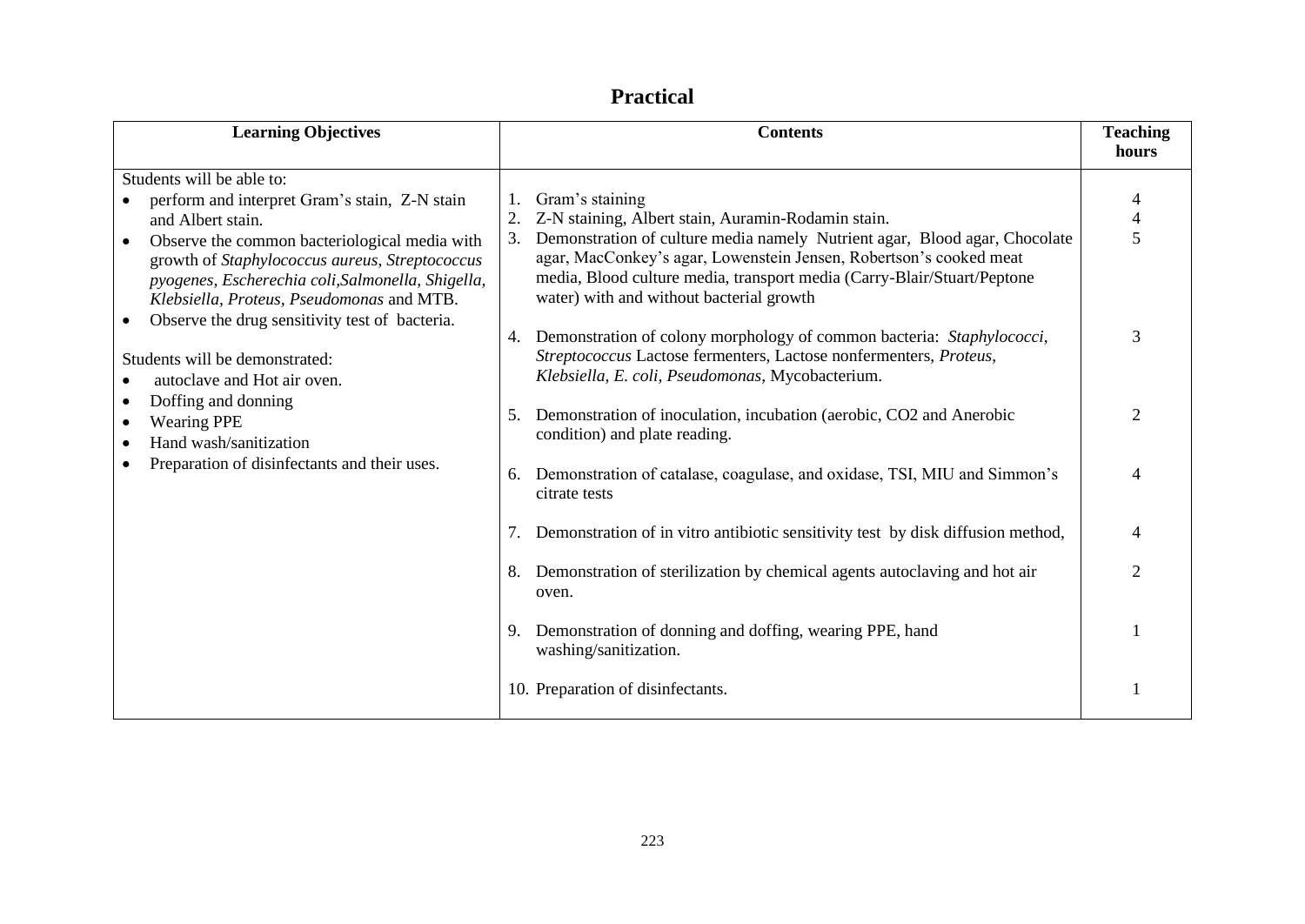# Practical

| Learning Objectives | Contents | Teaching hours |
|---|---|---|
| Students will be able to:<br>• perform and interpret Gram's stain, Z-N stain and Albert stain.<br>• Observe the common bacteriological media with growth of *Staphylococcus aureus*, *Streptococcus pyogenes, Escherechia coli,Salmonella, Shigella, Klebsiella, Proteus, Pseudomonas* and MTB.<br>• Observe the drug sensitivity test of bacteria.<br><br>Students will be demonstrated:<br>• autoclave and Hot air oven.<br>• Doffing and donning<br>• Wearing PPE<br>• Hand wash/sanitization<br>• Preparation of disinfectants and their uses. | 1. Gram's staining<br>2. Z-N staining, Albert stain, Auramin-Rodamin stain.<br>3. Demonstration of culture media namely Nutrient agar, Blood agar, Chocolate agar, MacConkey's agar, Lowenstein Jensen, Robertson's cooked meat media, Blood culture media, transport media (Carry-Blair/Stuart/Peptone water) with and without bacterial growth<br><br>4. Demonstration of colony morphology of common bacteria: *Staphylococci*, *Streptococcus* Lactose fermenters, Lactose nonfermenters, *Proteus*, *Klebsiella, E. coli, Pseudomonas*, Mycobacterium.<br><br>5. Demonstration of inoculation, incubation (aerobic, CO2 and Anerobic condition) and plate reading.<br><br>6. Demonstration of catalase, coagulase, and oxidase, TSI, MIU and Simmon's citrate tests<br><br>7. Demonstration of in vitro antibiotic sensitivity test by disk diffusion method,<br><br>8. Demonstration of sterilization by chemical agents autoclaving and hot air oven.<br><br>9. Demonstration of donning and doffing, wearing PPE, hand washing/sanitization.<br><br>10. Preparation of disinfectants. | 4<br>4<br>5<br><br><br><br><br>3<br><br><br><br>2<br><br><br>4<br><br><br>4<br><br>2<br><br><br>1<br><br><br>1 |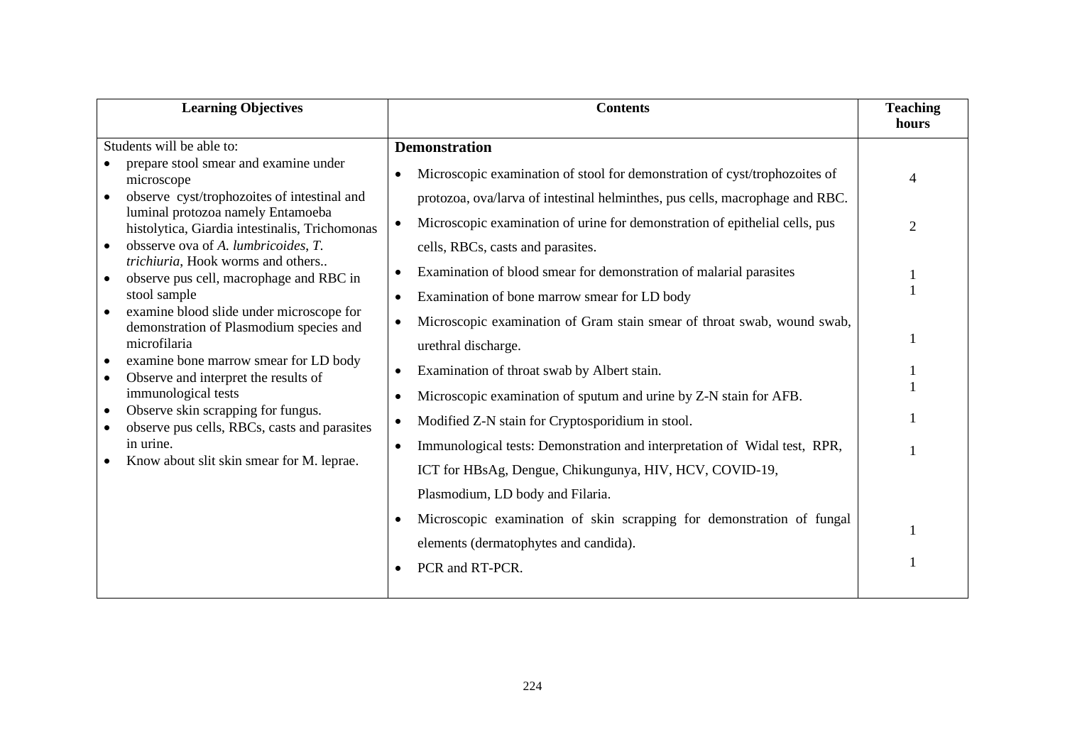| Learning Objectives | Contents | Teaching hours |
|---|---|---|
| Students will be able to:<br>• prepare stool smear and examine under microscope<br>• observe cyst/trophozoites of intestinal and luminal protozoa namely Entamoeba histolytica, Giardia intestinalis, Trichomonas<br>• obsserve ova of *A. lumbricoides*, *T. trichiuria*, Hook worms and others..<br>• observe pus cell, macrophage and RBC in stool sample<br>• examine blood slide under microscope for demonstration of Plasmodium species and microfilaria<br>• examine bone marrow smear for LD body<br>• Observe and interpret the results of immunological tests<br>• Observe skin scrapping for fungus.<br>• observe pus cells, RBCs, casts and parasites in urine.<br>• Know about slit skin smear for M. leprae. | **Demonstration**<br>• Microscopic examination of stool for demonstration of cyst/trophozoites of protozoa, ova/larva of intestinal helminthes, pus cells, macrophage and RBC.<br>• Microscopic examination of urine for demonstration of epithelial cells, pus cells, RBCs, casts and parasites.<br>• Examination of blood smear for demonstration of malarial parasites<br>• Examination of bone marrow smear for LD body<br>• Microscopic examination of Gram stain smear of throat swab, wound swab, urethral discharge.<br>• Examination of throat swab by Albert stain.<br>• Microscopic examination of sputum and urine by Z-N stain for AFB.<br>• Modified Z-N stain for Cryptosporidium in stool.<br>• Immunological tests: Demonstration and interpretation of Widal test, RPR, ICT for HBsAg, Dengue, Chikungunya, HIV, HCV, COVID-19, Plasmodium, LD body and Filaria.<br>• Microscopic examination of skin scrapping for demonstration of fungal elements (dermatophytes and candida).<br>• PCR and RT-PCR. | 4<br>2<br>1<br>1<br>1<br>1<br>1<br>1<br>1<br>1<br>1 |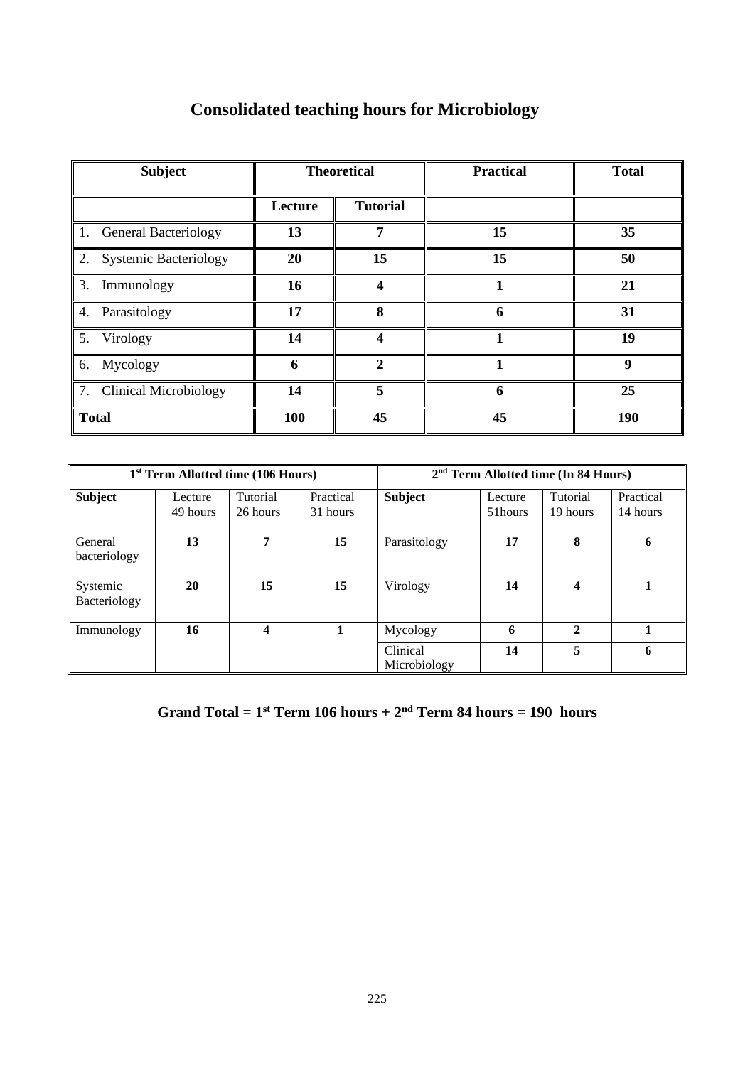# Consolidated teaching hours for Microbiology

| Subject | Theoretical | | Practical | Total |
|---|---|---|---|---|
| | Lecture | Tutorial | | |
| 1. General Bacteriology | **13** | **7** | **15** | **35** |
| 2. Systemic Bacteriology | **20** | **15** | **15** | **50** |
| 3. Immunology | **16** | **4** | **1** | **21** |
| 4. Parasitology | **17** | **8** | **6** | **31** |
| 5. Virology | **14** | **4** | **1** | **19** |
| 6. Mycology | **6** | **2** | **1** | **9** |
| 7. Clinical Microbiology | **14** | **5** | **6** | **25** |
| **Total** | **100** | **45** | **45** | **190** |

| 1st Term Allotted time (106 Hours) | | | | 2nd Term Allotted time (In 84 Hours) | | | |
|---|---|---|---|---|---|---|---|
| **Subject** | Lecture 49 hours | Tutorial 26 hours | Practical 31 hours | **Subject** | Lecture 51hours | Tutorial 19 hours | Practical 14 hours |
| General bacteriology | **13** | **7** | **15** | Parasitology | **17** | **8** | **6** |
| Systemic Bacteriology | **20** | **15** | **15** | Virology | **14** | **4** | **1** |
| Immunology | **16** | **4** | **1** | Mycology | **6** | **2** | **1** |
| | | | | Clinical Microbiology | **14** | **5** | **6** |

**Grand Total = 1st Term 106 hours + 2nd Term 84 hours = 190 hours**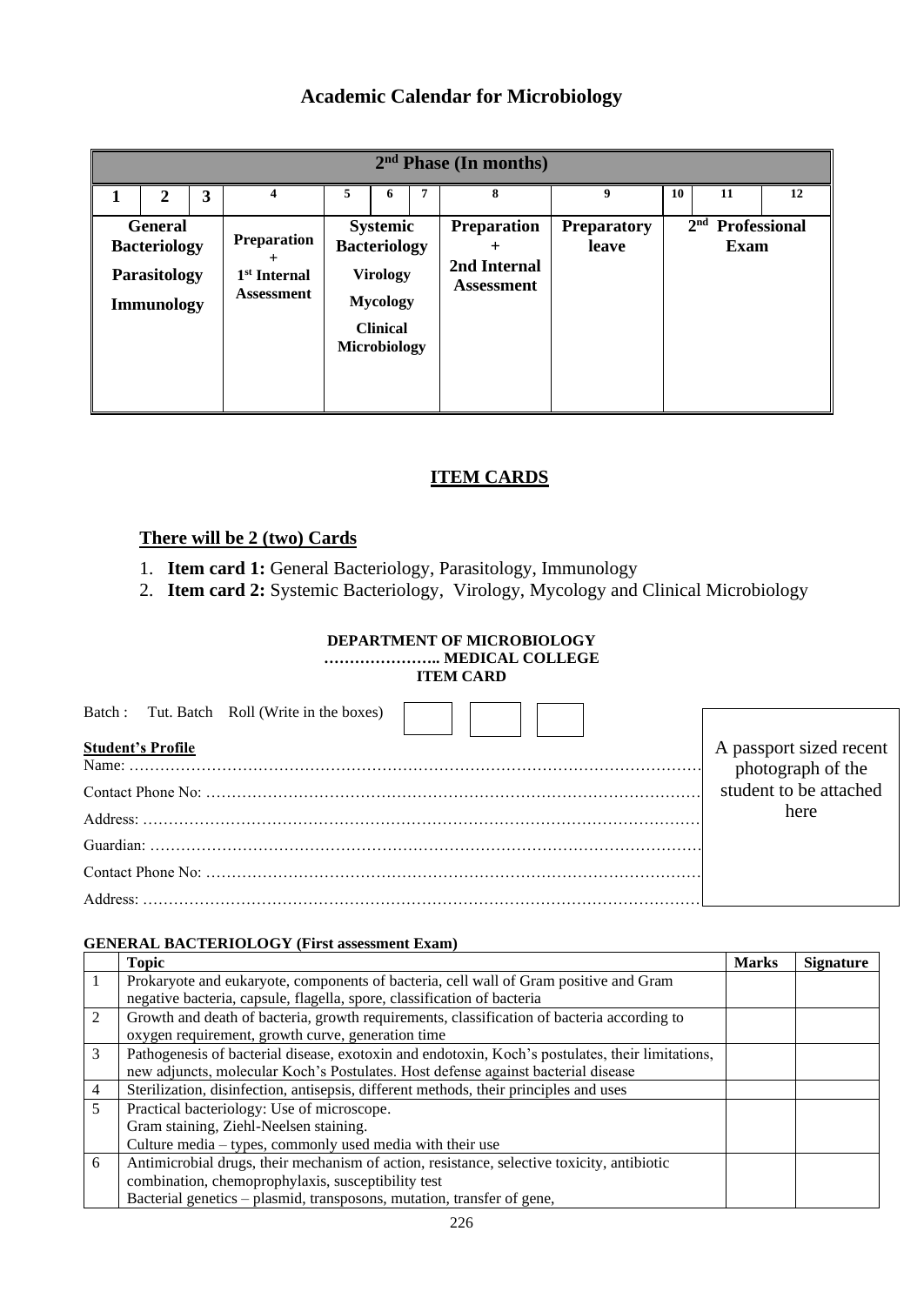## Academic Calendar for Microbiology

| 2nd Phase (In months) | | | | | | | | | | | |
|---|---|---|---|---|---|---|---|---|---|---|---|
| 1 | 2 | 3 | 4 | 5 | 6 | 7 | 8 | 9 | 10 | 11 | 12 |
| **General Bacteriology** **Parasitology** **Immunology** | | | **Preparation + 1st Internal Assessment** | **Systemic Bacteriology** **Virology** **Mycology** **Clinical Microbiology** | | | **Preparation + 2nd Internal Assessment** | **Preparatory leave** | **2nd Professional Exam** | | |

## ITEM CARDS

### There will be 2 (two) Cards

1. **Item card 1:** General Bacteriology, Parasitology, Immunology
2. **Item card 2:** Systemic Bacteriology, Virology, Mycology and Clinical Microbiology

**DEPARTMENT OF MICROBIOLOGY**
**………………….. MEDICAL COLLEGE**
**ITEM CARD**

Batch : Tut. Batch Roll (Write in the boxes) [ ] [ ] [ ]

A passport sized recent photograph of the student to be attached here

**Student's Profile**

Name: ……………………………………………………………………………………………………

Contact Phone No: ………………………………………………………………………………………

Address: …………………………………………………………………………………………………

Guardian: ………………………………………………………………………………………………

Contact Phone No: ………………………………………………………………………………………

Address: …………………………………………………………………………………………………

**GENERAL BACTERIOLOGY (First assessment Exam)**

| | Topic | Marks | Signature |
|---|---|---|---|
| 1 | Prokaryote and eukaryote, components of bacteria, cell wall of Gram positive and Gram negative bacteria, capsule, flagella, spore, classification of bacteria | | |
| 2 | Growth and death of bacteria, growth requirements, classification of bacteria according to oxygen requirement, growth curve, generation time | | |
| 3 | Pathogenesis of bacterial disease, exotoxin and endotoxin, Koch's postulates, their limitations, new adjuncts, molecular Koch's Postulates. Host defense against bacterial disease | | |
| 4 | Sterilization, disinfection, antisepsis, different methods, their principles and uses | | |
| 5 | Practical bacteriology: Use of microscope.<br>Gram staining, Ziehl-Neelsen staining.<br>Culture media – types, commonly used media with their use | | |
| 6 | Antimicrobial drugs, their mechanism of action, resistance, selective toxicity, antibiotic combination, chemoprophylaxis, susceptibility test<br>Bacterial genetics – plasmid, transposons, mutation, transfer of gene, | | |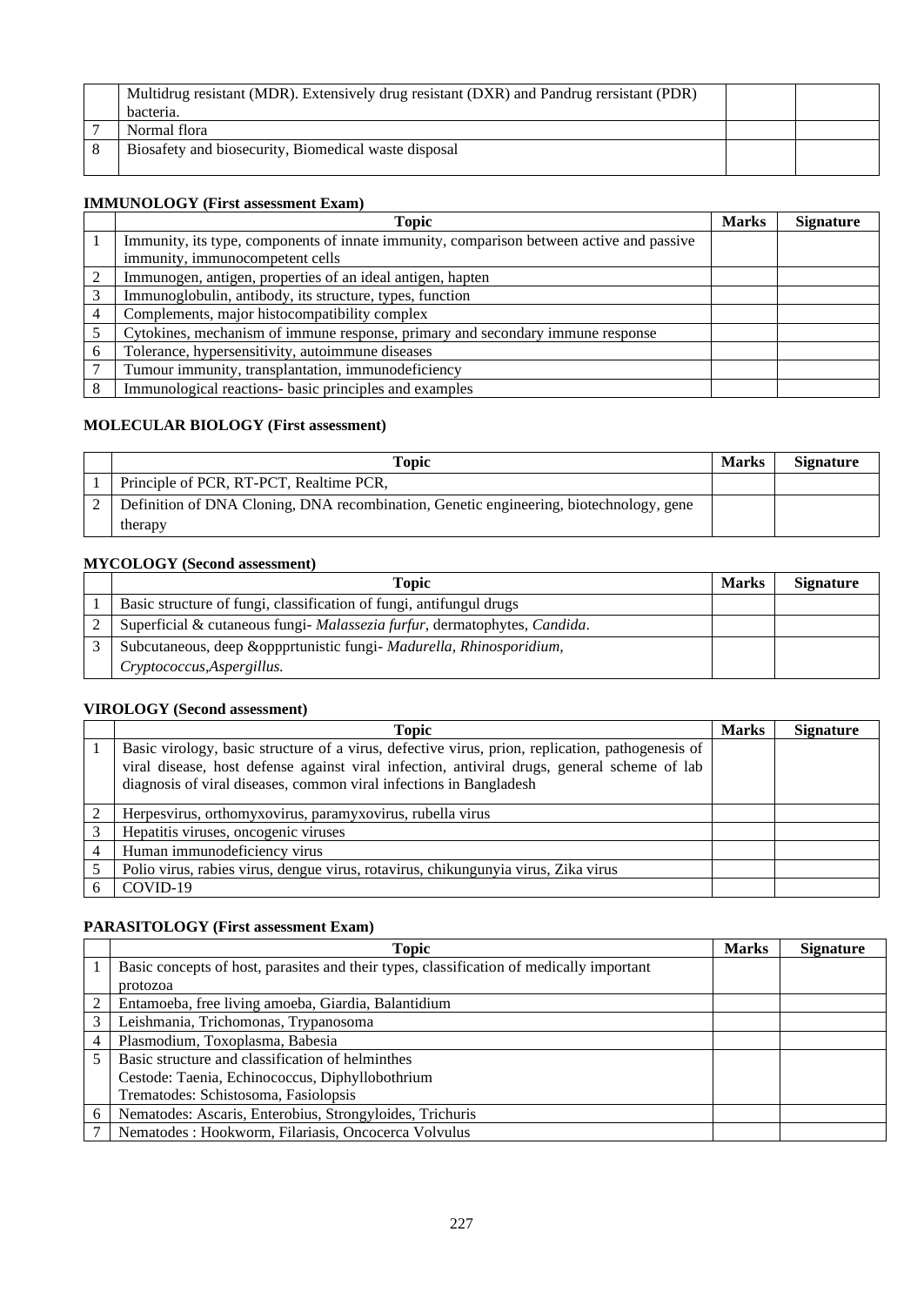|   |   |   |   |
|---|---|---|---|
|   | Multidrug resistant (MDR). Extensively drug resistant (DXR) and Pandrug rersistant (PDR) bacteria. |   |   |
| 7 | Normal flora |   |   |
| 8 | Biosafety and biosecurity, Biomedical waste disposal |   |   |

**IMMUNOLOGY (First assessment Exam)**

|   | Topic | Marks | Signature |
|---|---|---|---|
| 1 | Immunity, its type, components of innate immunity, comparison between active and passive immunity, immunocompetent cells |   |   |
| 2 | Immunogen, antigen, properties of an ideal antigen, hapten |   |   |
| 3 | Immunoglobulin, antibody, its structure, types, function |   |   |
| 4 | Complements, major histocompatibility complex |   |   |
| 5 | Cytokines, mechanism of immune response, primary and secondary immune response |   |   |
| 6 | Tolerance, hypersensitivity, autoimmune diseases |   |   |
| 7 | Tumour immunity, transplantation, immunodeficiency |   |   |
| 8 | Immunological reactions- basic principles and examples |   |   |

**MOLECULAR BIOLOGY (First assessment)**

|   | Topic | Marks | Signature |
|---|---|---|---|
| 1 | Principle of PCR, RT-PCT, Realtime PCR, |   |   |
| 2 | Definition of DNA Cloning, DNA recombination, Genetic engineering, biotechnology, gene therapy |   |   |

**MYCOLOGY (Second assessment)**

|   | Topic | Marks | Signature |
|---|---|---|---|
| 1 | Basic structure of fungi, classification of fungi, antifungul drugs |   |   |
| 2 | Superficial & cutaneous fungi- *Malassezia furfur*, dermatophytes, *Candida*. |   |   |
| 3 | Subcutaneous, deep &oppprtunistic fungi- *Madurella, Rhinosporidium, Cryptococcus,Aspergillus.* |   |   |

**VIROLOGY (Second assessment)**

|   | Topic | Marks | Signature |
|---|---|---|---|
| 1 | Basic virology, basic structure of a virus, defective virus, prion, replication, pathogenesis of viral disease, host defense against viral infection, antiviral drugs, general scheme of lab diagnosis of viral diseases, common viral infections in Bangladesh |   |   |
| 2 | Herpesvirus, orthomyxovirus, paramyxovirus, rubella virus |   |   |
| 3 | Hepatitis viruses, oncogenic viruses |   |   |
| 4 | Human immunodeficiency virus |   |   |
| 5 | Polio virus, rabies virus, dengue virus, rotavirus, chikungunyia virus, Zika virus |   |   |
| 6 | COVID-19 |   |   |

**PARASITOLOGY (First assessment Exam)**

|   | Topic | Marks | Signature |
|---|---|---|---|
| 1 | Basic concepts of host, parasites and their types, classification of medically important protozoa |   |   |
| 2 | Entamoeba, free living amoeba, Giardia, Balantidium |   |   |
| 3 | Leishmania, Trichomonas, Trypanosoma |   |   |
| 4 | Plasmodium, Toxoplasma, Babesia |   |   |
| 5 | Basic structure and classification of helminthes<br>Cestode: Taenia, Echinococcus, Diphyllobothrium<br>Trematodes: Schistosoma, Fasiolopsis |   |   |
| 6 | Nematodes: Ascaris, Enterobius, Strongyloides, Trichuris |   |   |
| 7 | Nematodes : Hookworm, Filariasis, Oncocerca Volvulus |   |   |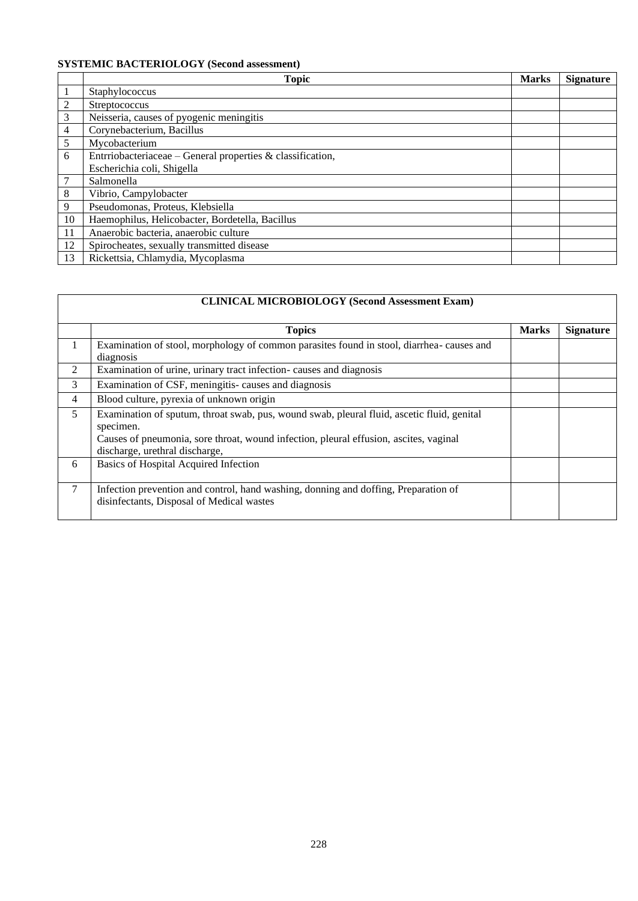**SYSTEMIC BACTERIOLOGY (Second assessment)**

| | Topic | Marks | Signature |
|---|---|---|---|
| 1 | Staphylococcus | | |
| 2 | Streptococcus | | |
| 3 | Neisseria, causes of pyogenic meningitis | | |
| 4 | Corynebacterium, Bacillus | | |
| 5 | Mycobacterium | | |
| 6 | Entrriobacteriaceae – General properties & classification, Escherichia coli, Shigella | | |
| 7 | Salmonella | | |
| 8 | Vibrio, Campylobacter | | |
| 9 | Pseudomonas, Proteus, Klebsiella | | |
| 10 | Haemophilus, Helicobacter, Bordetella, Bacillus | | |
| 11 | Anaerobic bacteria, anaerobic culture | | |
| 12 | Spirocheates, sexually transmitted disease | | |
| 13 | Rickettsia, Chlamydia, Mycoplasma | | |

**CLINICAL MICROBIOLOGY (Second Assessment Exam)**

| | Topics | Marks | Signature |
|---|---|---|---|
| 1 | Examination of stool, morphology of common parasites found in stool, diarrhea- causes and diagnosis | | |
| 2 | Examination of urine, urinary tract infection- causes and diagnosis | | |
| 3 | Examination of CSF, meningitis- causes and diagnosis | | |
| 4 | Blood culture, pyrexia of unknown origin | | |
| 5 | Examination of sputum, throat swab, pus, wound swab, pleural fluid, ascetic fluid, genital specimen. Causes of pneumonia, sore throat, wound infection, pleural effusion, ascites, vaginal discharge, urethral discharge, | | |
| 6 | Basics of Hospital Acquired Infection | | |
| 7 | Infection prevention and control, hand washing, donning and doffing, Preparation of disinfectants, Disposal of Medical wastes | | |